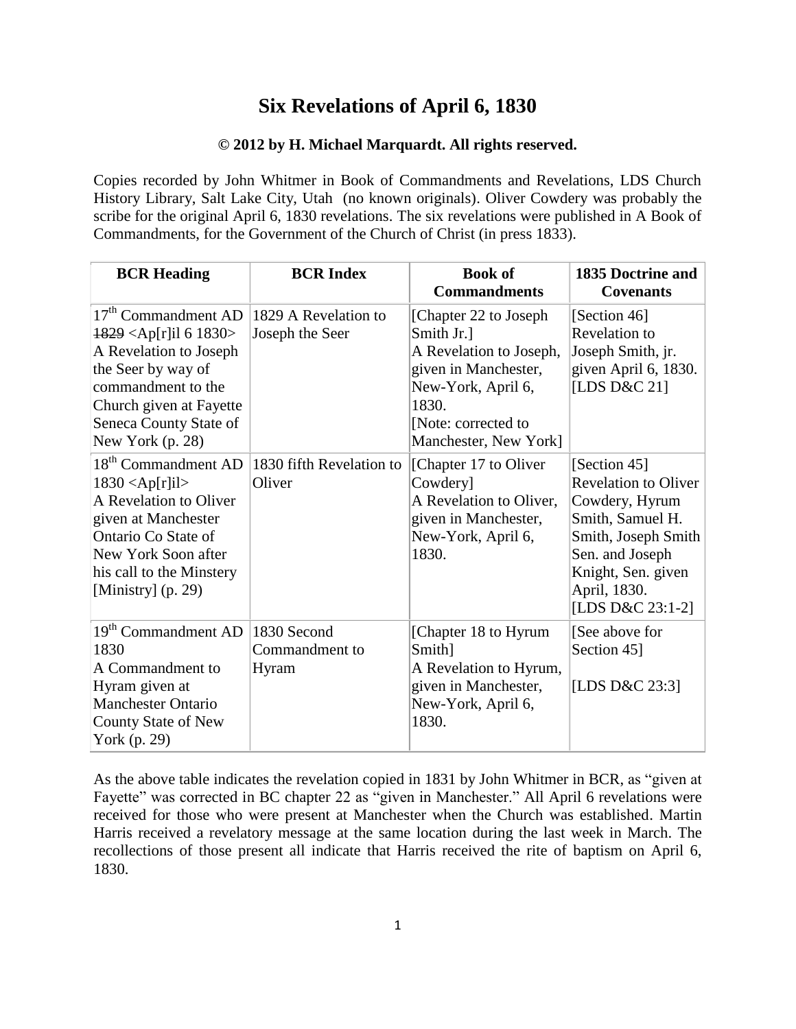# Six Revelations of April 6, 1830

**© 2012 by H. Michael Marquardt. All rights reserved.**

Copies recorded by John Whitmer in Book of Commandments and Revelations, LDS Church History Library, Salt Lake City, Utah (no known originals). Oliver Cowdery was probably the scribe for the original April 6, 1830 revelations. The six revelations were published in A Book of Commandments, for the Government of the Church of Christ (in press 1833).

| BCR Heading | BCR Index | Book of Commandments | 1835 Doctrine and Covenants |
|---|---|---|---|
| 17th Commandment AD ~~1829~~ <Ap[r]il 6 1830> A Revelation to Joseph the Seer by way of commandment to the Church given at Fayette Seneca County State of New York (p. 28) | 1829 A Revelation to Joseph the Seer | [Chapter 22 to Joseph Smith Jr.] A Revelation to Joseph, given in Manchester, New-York, April 6, 1830. [Note: corrected to Manchester, New York] | [Section 46] Revelation to Joseph Smith, jr. given April 6, 1830. [LDS D&C 21] |
| 18th Commandment AD 1830 <Ap[r]il> A Revelation to Oliver given at Manchester Ontario Co State of New York Soon after his call to the Minstery [Ministry] (p. 29) | 1830 fifth Revelation to Oliver | [Chapter 17 to Oliver Cowdery] A Revelation to Oliver, given in Manchester, New-York, April 6, 1830. | [Section 45] Revelation to Oliver Cowdery, Hyrum Smith, Samuel H. Smith, Joseph Smith Sen. and Joseph Knight, Sen. given April, 1830. [LDS D&C 23:1-2] |
| 19th Commandment AD 1830 A Commandment to Hyram given at Manchester Ontario County State of New York (p. 29) | 1830 Second Commandment to Hyram | [Chapter 18 to Hyrum Smith] A Revelation to Hyrum, given in Manchester, New-York, April 6, 1830. | [See above for Section 45] [LDS D&C 23:3] |

As the above table indicates the revelation copied in 1831 by John Whitmer in BCR, as "given at Fayette" was corrected in BC chapter 22 as "given in Manchester." All April 6 revelations were received for those who were present at Manchester when the Church was established. Martin Harris received a revelatory message at the same location during the last week in March. The recollections of those present all indicate that Harris received the rite of baptism on April 6, 1830.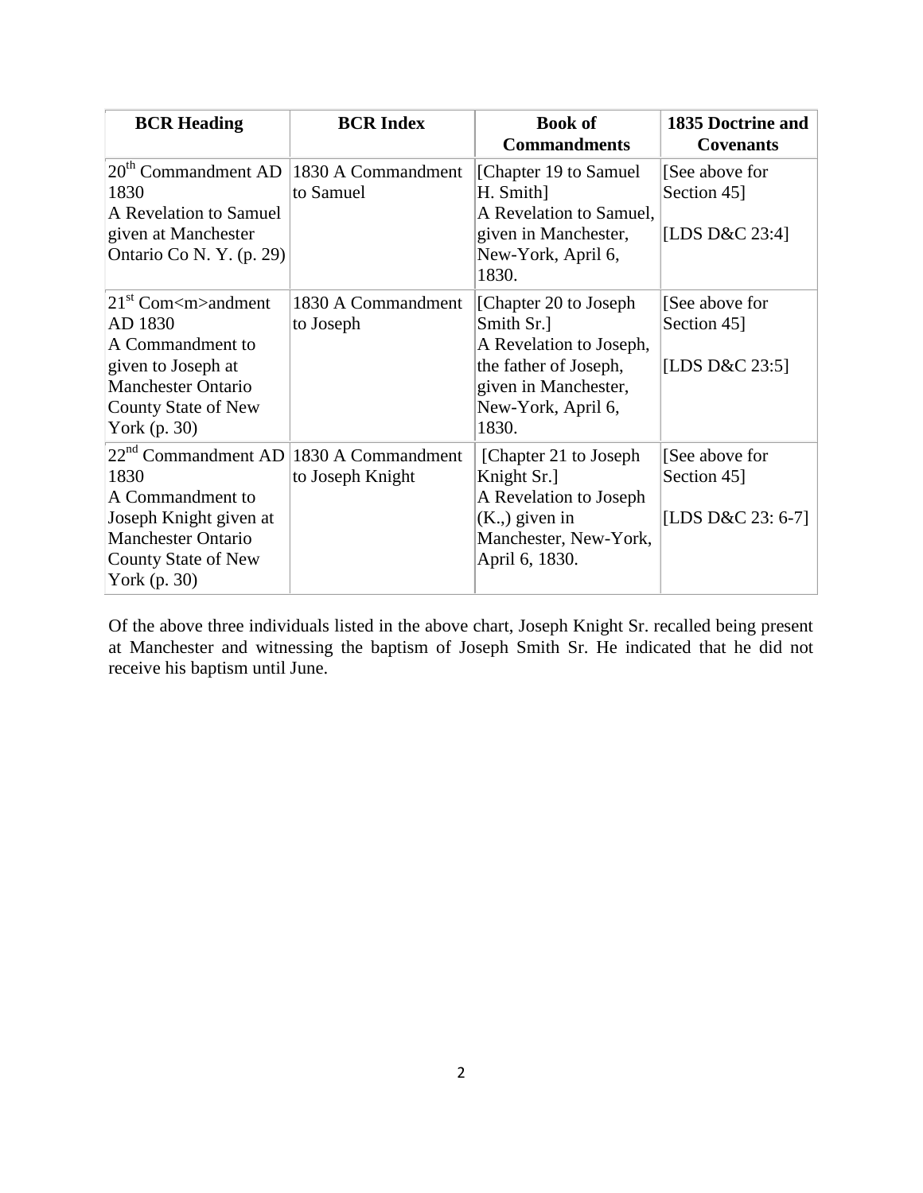| BCR Heading | BCR Index | Book of Commandments | 1835 Doctrine and Covenants |
|---|---|---|---|
| 20th Commandment AD 1830 A Revelation to Samuel given at Manchester Ontario Co N. Y. (p. 29) | 1830 A Commandment to Samuel | [Chapter 19 to Samuel H. Smith] A Revelation to Samuel, given in Manchester, New-York, April 6, 1830. | [See above for Section 45] [LDS D&C 23:4] |
| 21st Com<m>andment AD 1830 A Commandment to given to Joseph at Manchester Ontario County State of New York (p. 30) | 1830 A Commandment to Joseph | [Chapter 20 to Joseph Smith Sr.] A Revelation to Joseph, the father of Joseph, given in Manchester, New-York, April 6, 1830. | [See above for Section 45] [LDS D&C 23:5] |
| 22nd Commandment AD 1830 A Commandment to Joseph Knight given at Manchester Ontario County State of New York (p. 30) | 1830 A Commandment to Joseph Knight | [Chapter 21 to Joseph Knight Sr.] A Revelation to Joseph (K.,) given in Manchester, New-York, April 6, 1830. | [See above for Section 45] [LDS D&C 23: 6-7] |

Of the above three individuals listed in the above chart, Joseph Knight Sr. recalled being present at Manchester and witnessing the baptism of Joseph Smith Sr. He indicated that he did not receive his baptism until June.